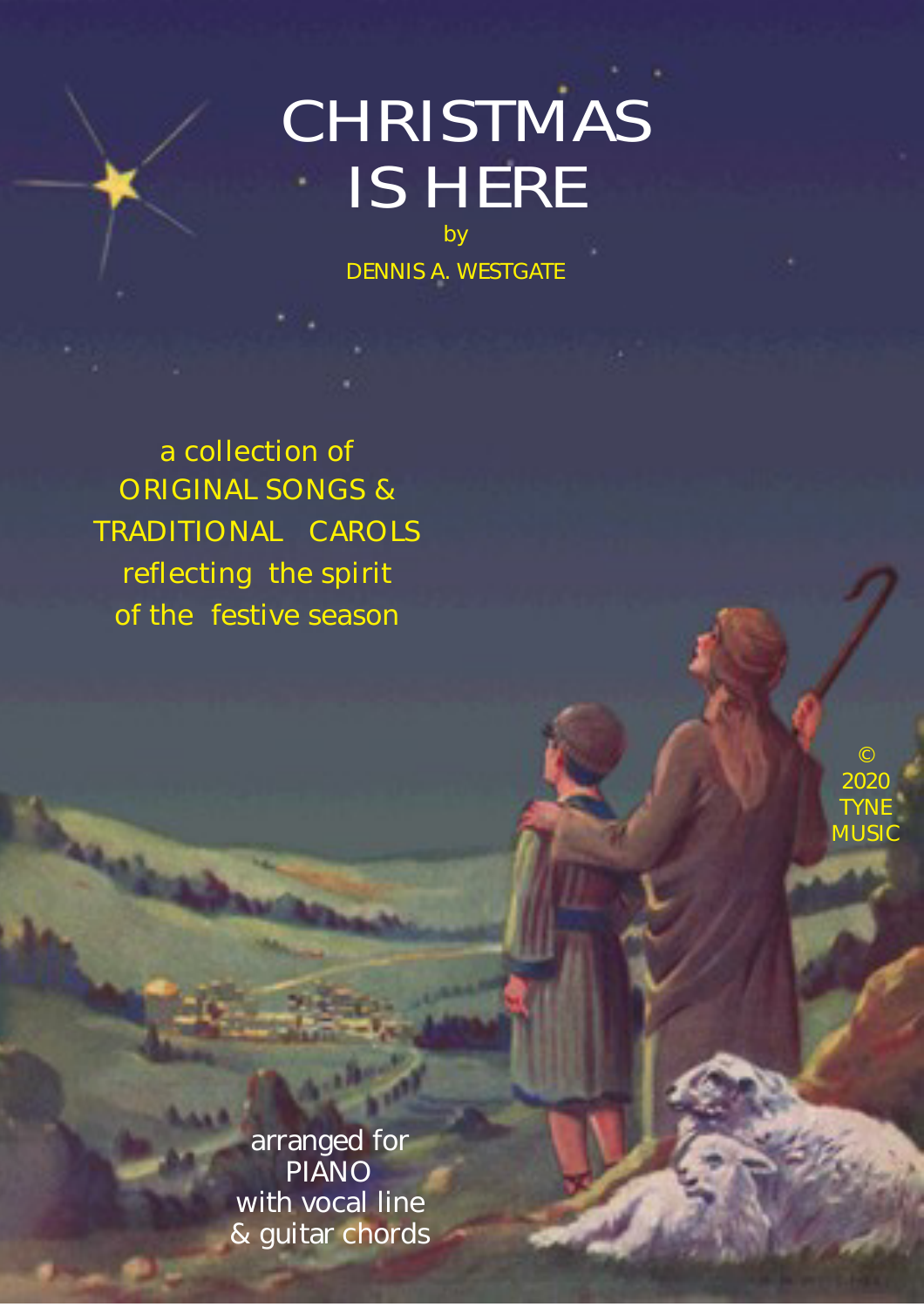# CHRISTMAS IS HERE

by

DENNIS A. WESTGATE

a collection of
ORIGINAL SONGS &
TRADITIONAL CAROLS
reflecting the spirit
of the festive season

© 2020 TYNE MUSIC

arranged for
PIANO
with vocal line
& guitar chords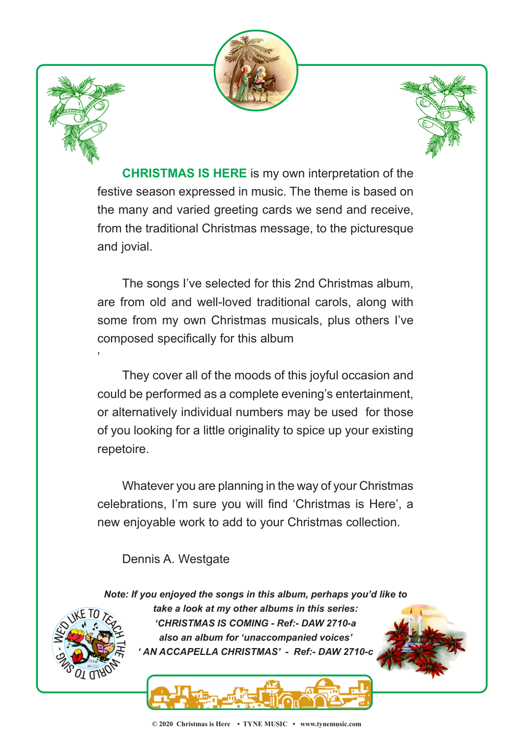**CHRISTMAS IS HERE** is my own interpretation of the festive season expressed in music. The theme is based on the many and varied greeting cards we send and receive, from the traditional Christmas message, to the picturesque and jovial.

The songs I've selected for this 2nd Christmas album, are from old and well-loved traditional carols, along with some from my own Christmas musicals, plus others I've composed specifically for this album

,

They cover all of the moods of this joyful occasion and could be performed as a complete evening's entertainment, or alternatively individual numbers may be used for those of you looking for a little originality to spice up your existing repetoire.

Whatever you are planning in the way of your Christmas celebrations, I'm sure you will find 'Christmas is Here', a new enjoyable work to add to your Christmas collection.

Dennis A. Westgate

***Note: If you enjoyed the songs in this album, perhaps you'd like to take a look at my other albums in this series:***
***'CHRISTMAS IS COMING - Ref:- DAW 2710-a***
***also an album for 'unaccompanied voices'***
***' AN ACCAPELLA CHRISTMAS' - Ref:- DAW 2710-c***

© 2020 Christmas is Here • TYNE MUSIC • www.tynemusic.com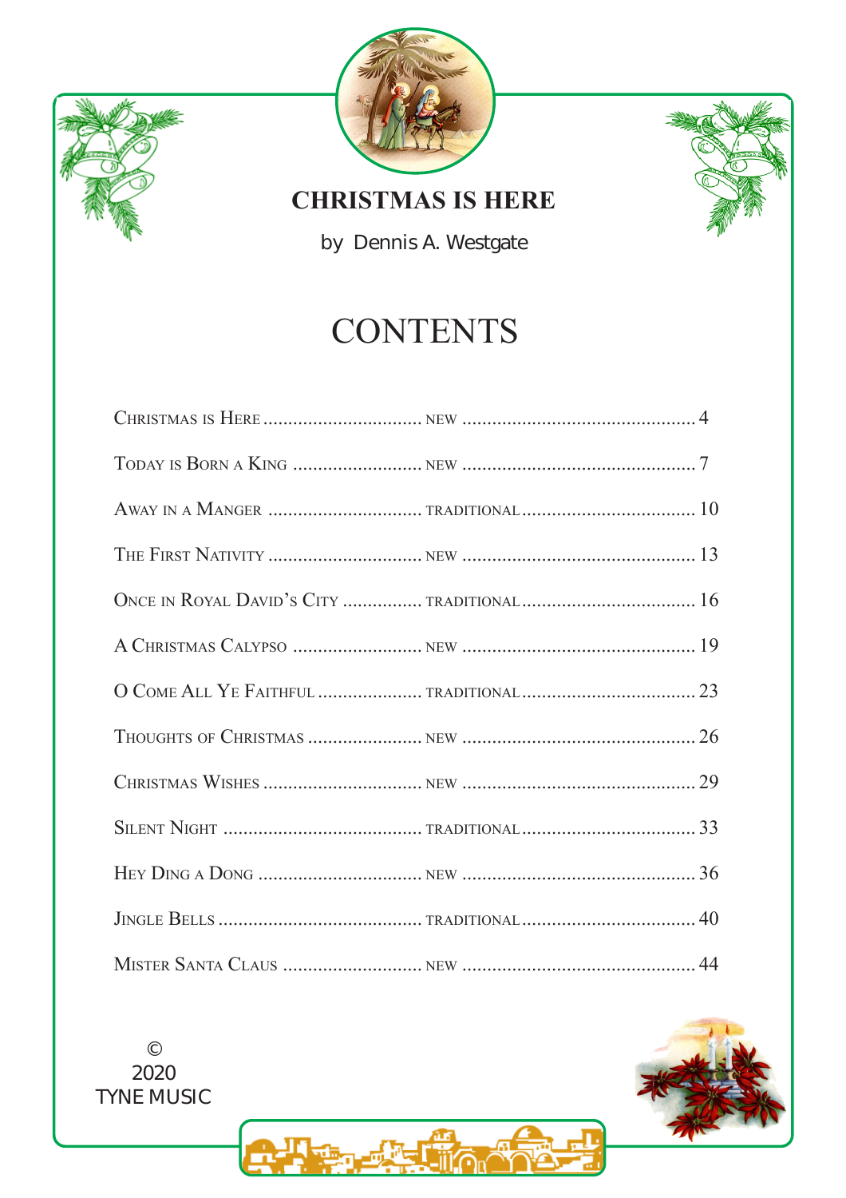# CHRISTMAS IS HERE

by Dennis A. Westgate

## CONTENTS

| Title | Type | Page |
|---|---|---|
| Christmas is Here | new | 4 |
| Today is Born a King | new | 7 |
| Away in a Manger | traditional | 10 |
| The First Nativity | new | 13 |
| Once in Royal David's City | traditional | 16 |
| A Christmas Calypso | new | 19 |
| O Come All Ye Faithful | traditional | 23 |
| Thoughts of Christmas | new | 26 |
| Christmas Wishes | new | 29 |
| Silent Night | traditional | 33 |
| Hey Ding a Dong | new | 36 |
| Jingle Bells | traditional | 40 |
| Mister Santa Claus | new | 44 |

© 2020 TYNE MUSIC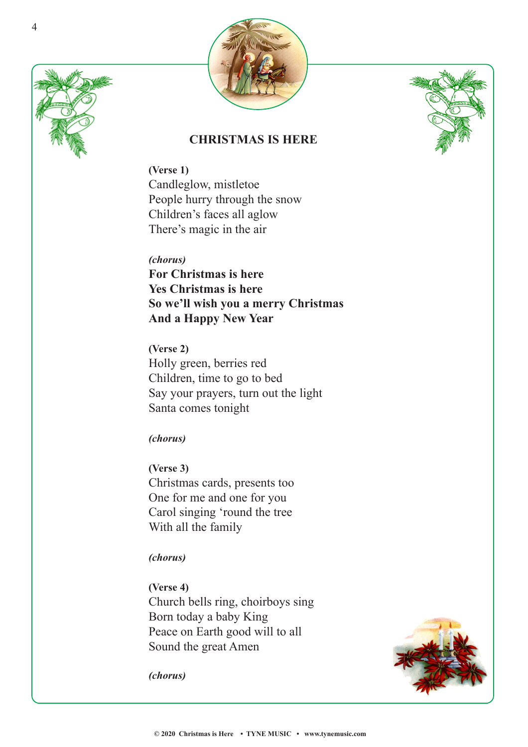# CHRISTMAS IS HERE

**(Verse 1)**
Candleglow, mistletoe
People hurry through the snow
Children's faces all aglow
There's magic in the air

***(chorus)***
**For Christmas is here**
**Yes Christmas is here**
**So we'll wish you a merry Christmas**
**And a Happy New Year**

**(Verse 2)**
Holly green, berries red
Children, time to go to bed
Say your prayers, turn out the light
Santa comes tonight

***(chorus)***

**(Verse 3)**
Christmas cards, presents too
One for me and one for you
Carol singing 'round the tree
With all the family

***(chorus)***

**(Verse 4)**
Church bells ring, choirboys sing
Born today a baby King
Peace on Earth good will to all
Sound the great Amen

***(chorus)***

© 2020 Christmas is Here • TYNE MUSIC • www.tynemusic.com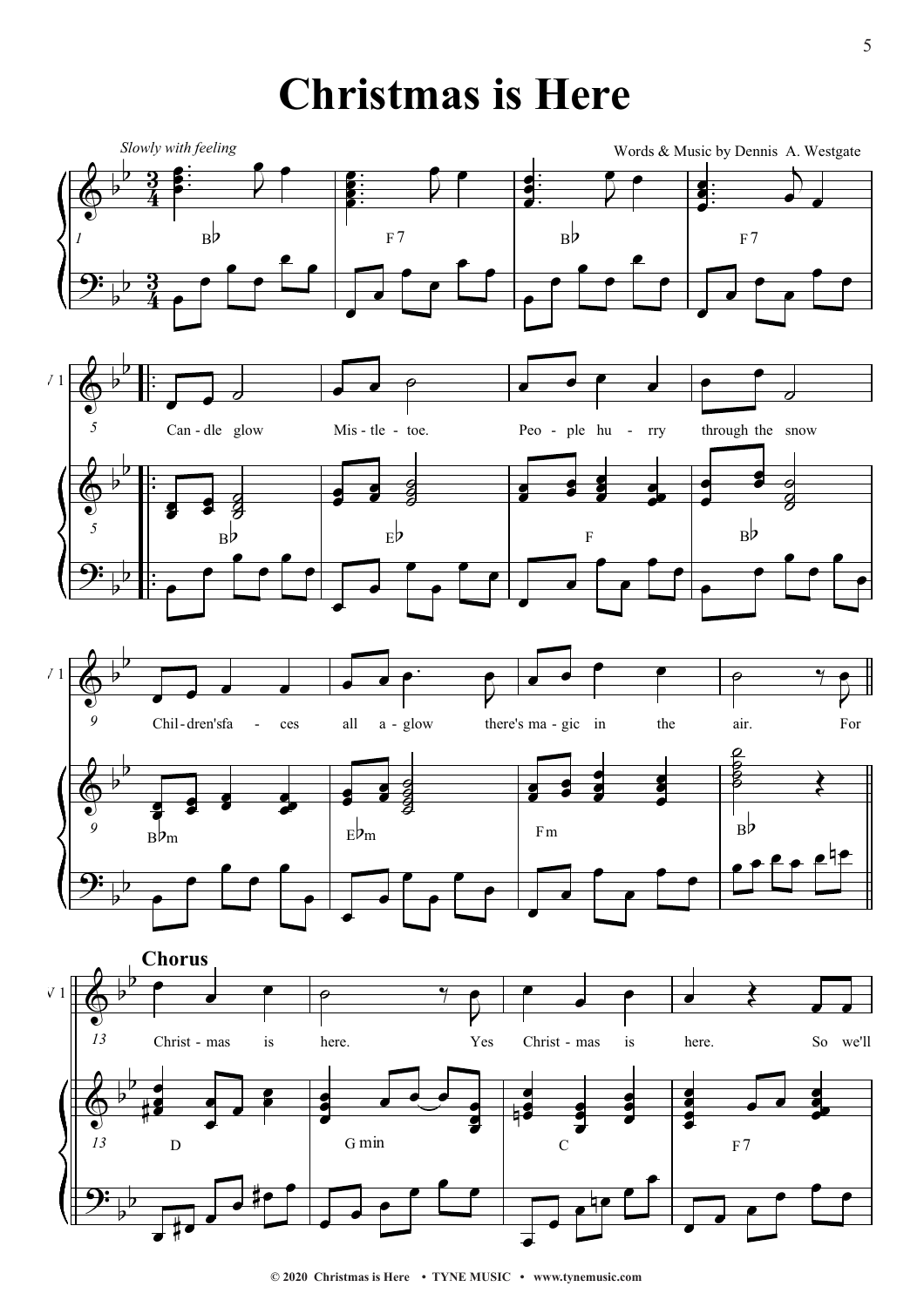# Christmas is Here

*Slowly with feeling*

Words & Music by Dennis A. Westgate

B♭ F7 B♭ F7

Can - dle glow Mis - tle - toe. Peo - ple hu - rry through the snow

B♭ E♭ F B♭

Chil - dren's fa - ces all a - glow there's ma - gic in the air. For

B♭m E♭m Fm B♭

**Chorus**

Christ - mas is here. Yes Christ - mas is here. So we'll

D G min C F7

© 2020 Christmas is Here • TYNE MUSIC • www.tynemusic.com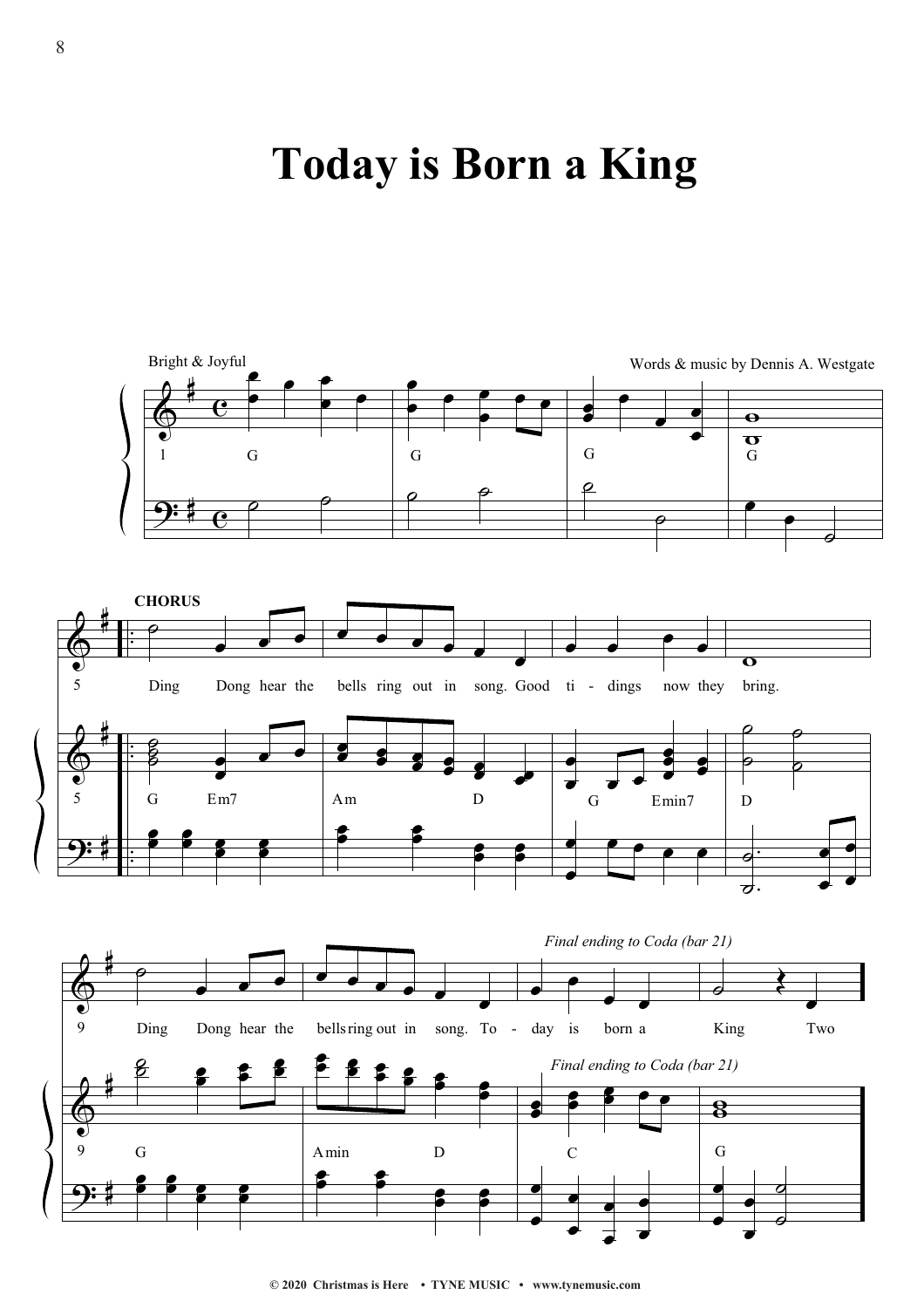# Today is Born a King

Bright & Joyful

Words & music by Dennis A. Westgate

1 G | G | G | G

**CHORUS**

5 Ding Dong hear the bells ring out in song. Good ti - dings now they bring.

5 G Em7 | Am D | G Emin7 | D

*Final ending to Coda (bar 21)*

9 Ding Dong hear the bells ring out in song. To - day is born a King Two

9 G | Amin D | C | G

© 2020 Christmas is Here • TYNE MUSIC • www.tynemusic.com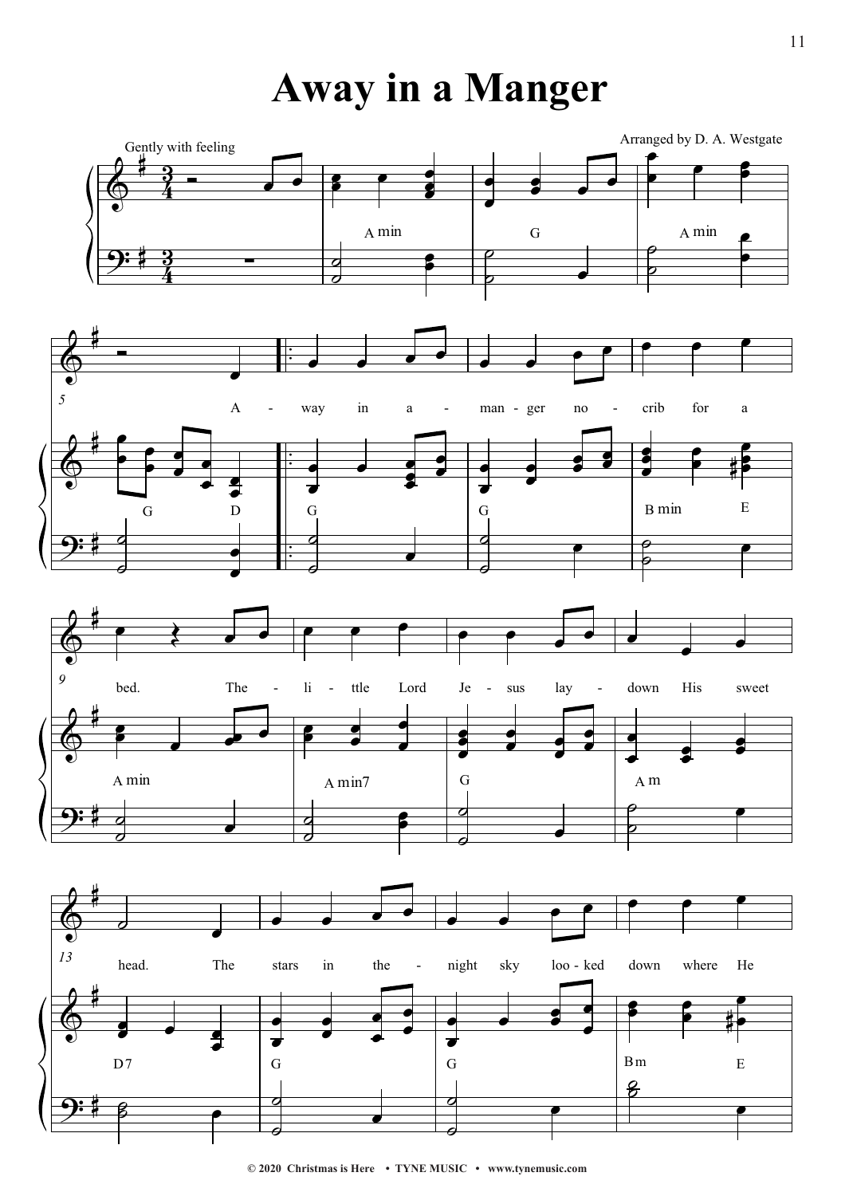# Away in a Manger

Gently with feeling

Arranged by D. A. Westgate

A min | G | A min

G | D | G | G | B min | E

A - way in a - man - ger no - crib for a

bed. The - li - ttle Lord Je - sus lay - down His sweet

A min | A min7 | G | A m

head. The stars in the - night sky loo - ked down where He

D7 | G | G | Bm | E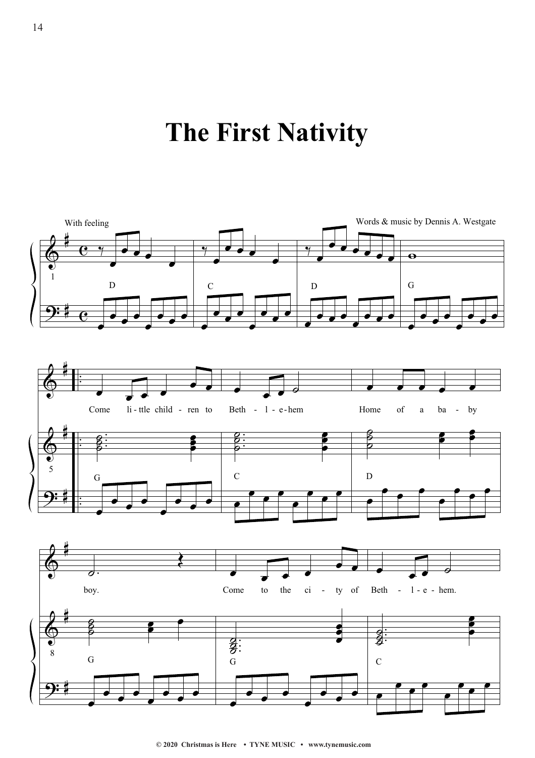# The First Nativity

With feeling

Words & music by Dennis A. Westgate

D C D G

Come little child - ren to Beth - l - e - hem Home of a ba - by boy. Come to the ci - ty of Beth - l - e - hem.

G C D G G C

© 2020 Christmas is Here • TYNE MUSIC • www.tynemusic.com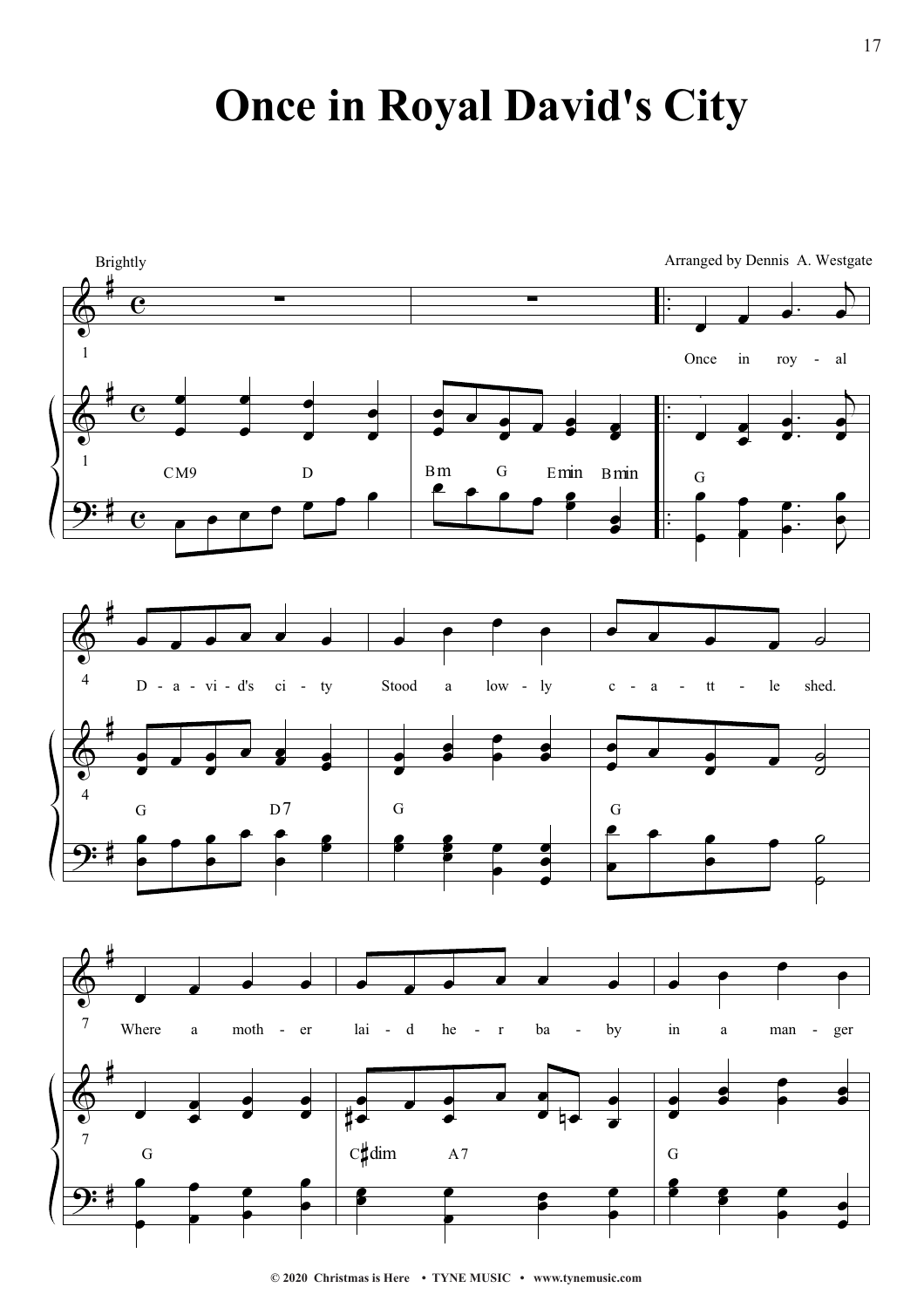# Once in Royal David's City

Brightly

Arranged by Dennis A. Westgate

Once in royal David's city Stood a lowly cattle shed.

Where a mother laid her baby in a manger

© 2020 Christmas is Here • TYNE MUSIC • www.tynemusic.com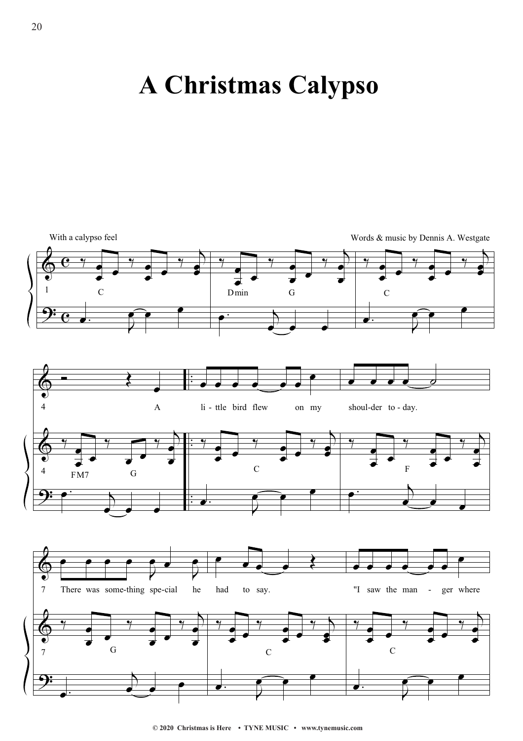# A Christmas Calypso

With a calypso feel

Words & music by Dennis A. Westgate

A little bird flew on my shoulder today.

There was something special he had to say.

"I saw the manger where

© 2020 Christmas is Here • TYNE MUSIC • www.tynemusic.com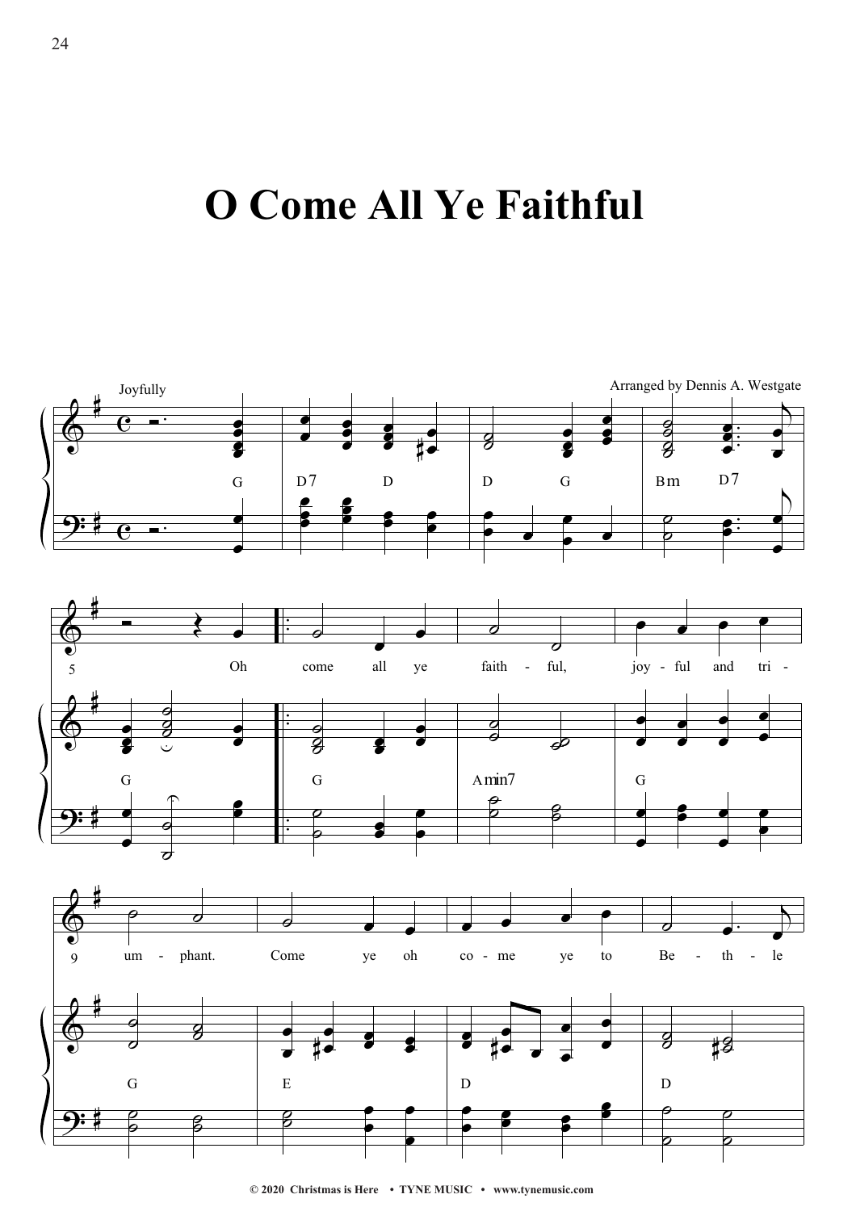# O Come All Ye Faithful

Joyfully

Arranged by Dennis A. Westgate

G D7 D D G Bm D7

G G Amin7 G

Oh come all ye faith - ful, joy - ful and tri -

G E D D

um - phant. Come ye oh co - me ye to Be - th - le

© 2020 Christmas is Here • TYNE MUSIC • www.tynemusic.com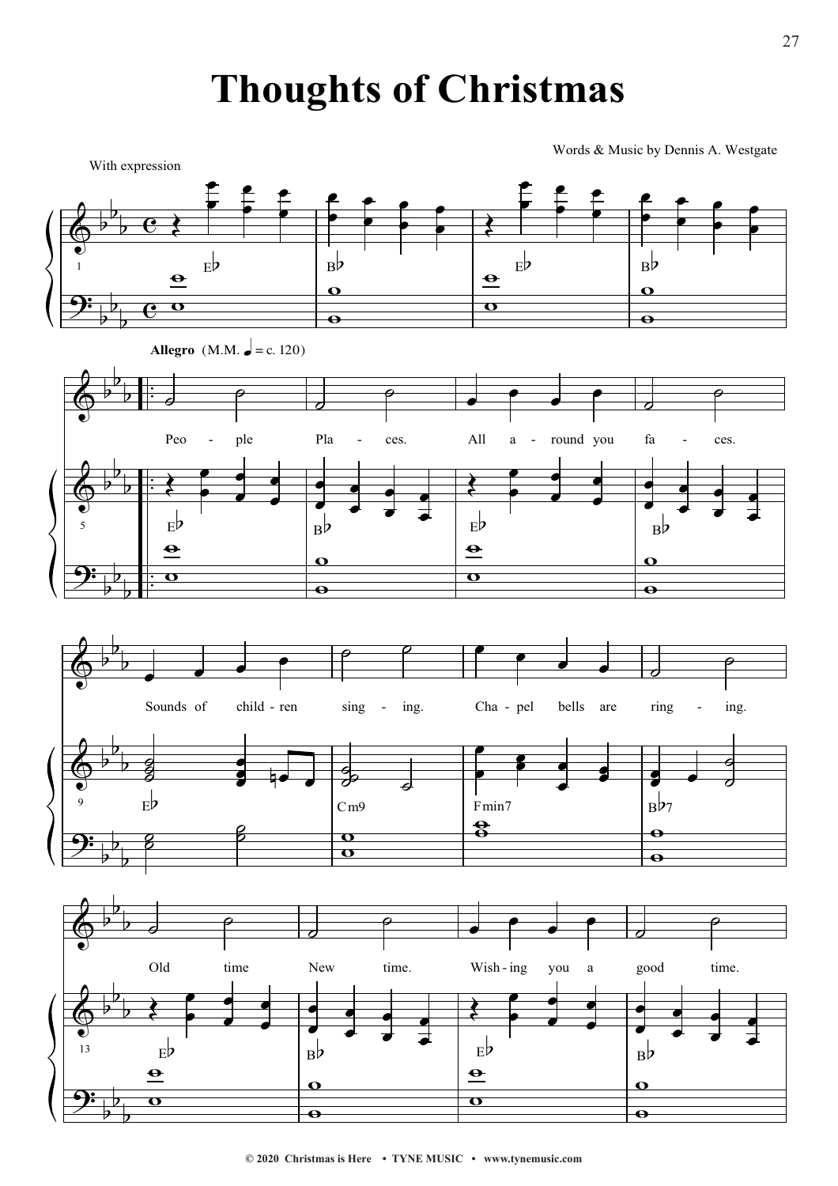# Thoughts of Christmas

Words & Music by Dennis A. Westgate

With expression

Allegro (M.M. ♩ = c. 120)

Peo - ple Pla - ces. All a - round you fa - ces.

Sounds of child - ren sing - ing. Cha - pel bells are ring - ing.

Old time New time. Wish - ing you a good time.

© 2020 Christmas is Here • TYNE MUSIC • www.tynemusic.com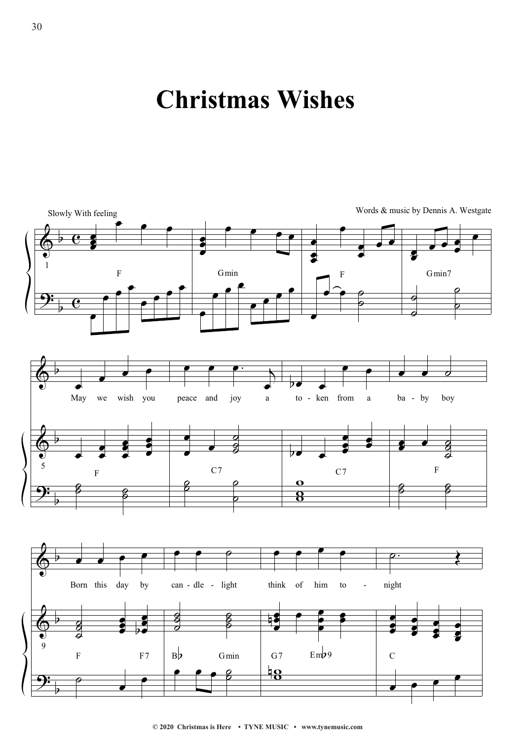# Christmas Wishes

Slowly With feeling

Words & music by Dennis A. Westgate

F — Gmin — F — Gmin7

May we wish you peace and joy a to - ken from a ba - by boy

F — C7 — C7 — F

Born this day by can - dle - light think of him to - night

F — F7 — B♭ — Gmin — G7 — Em♭9 — C

© 2020 Christmas is Here • TYNE MUSIC • www.tynemusic.com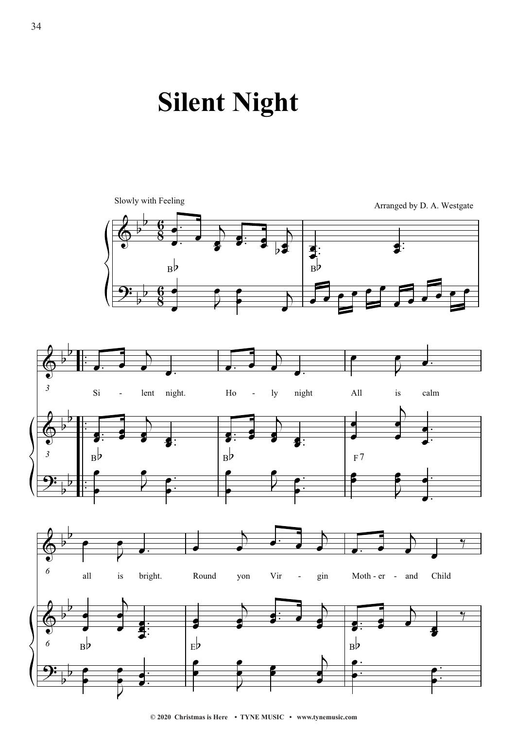# Silent Night

Slowly with Feeling

Arranged by D. A. Westgate

B♭ B♭

Si - lent night. Ho - ly night All is calm

B♭ B♭ F7

all is bright. Round yon Vir - gin Moth - er - and Child

B♭ E♭ B♭

© 2020 Christmas is Here • TYNE MUSIC • www.tynemusic.com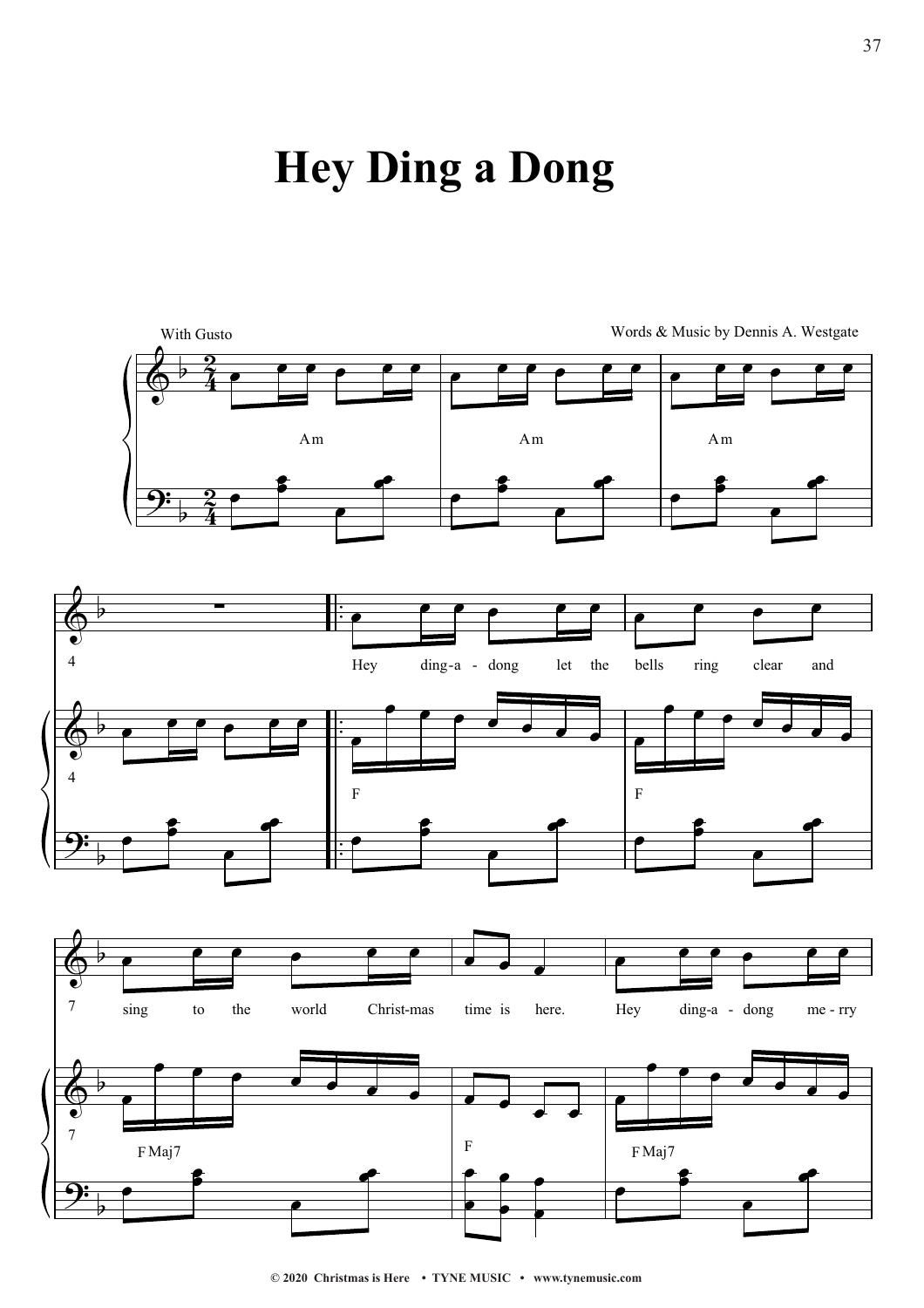# Hey Ding a Dong

With Gusto

Words & Music by Dennis A. Westgate

Am Am Am

Hey ding-a - dong let the bells ring clear and

F F

sing to the world Christ-mas time is here. Hey ding-a - dong me - rry

F Maj7 F F Maj7

© 2020 Christmas is Here • TYNE MUSIC • www.tynemusic.com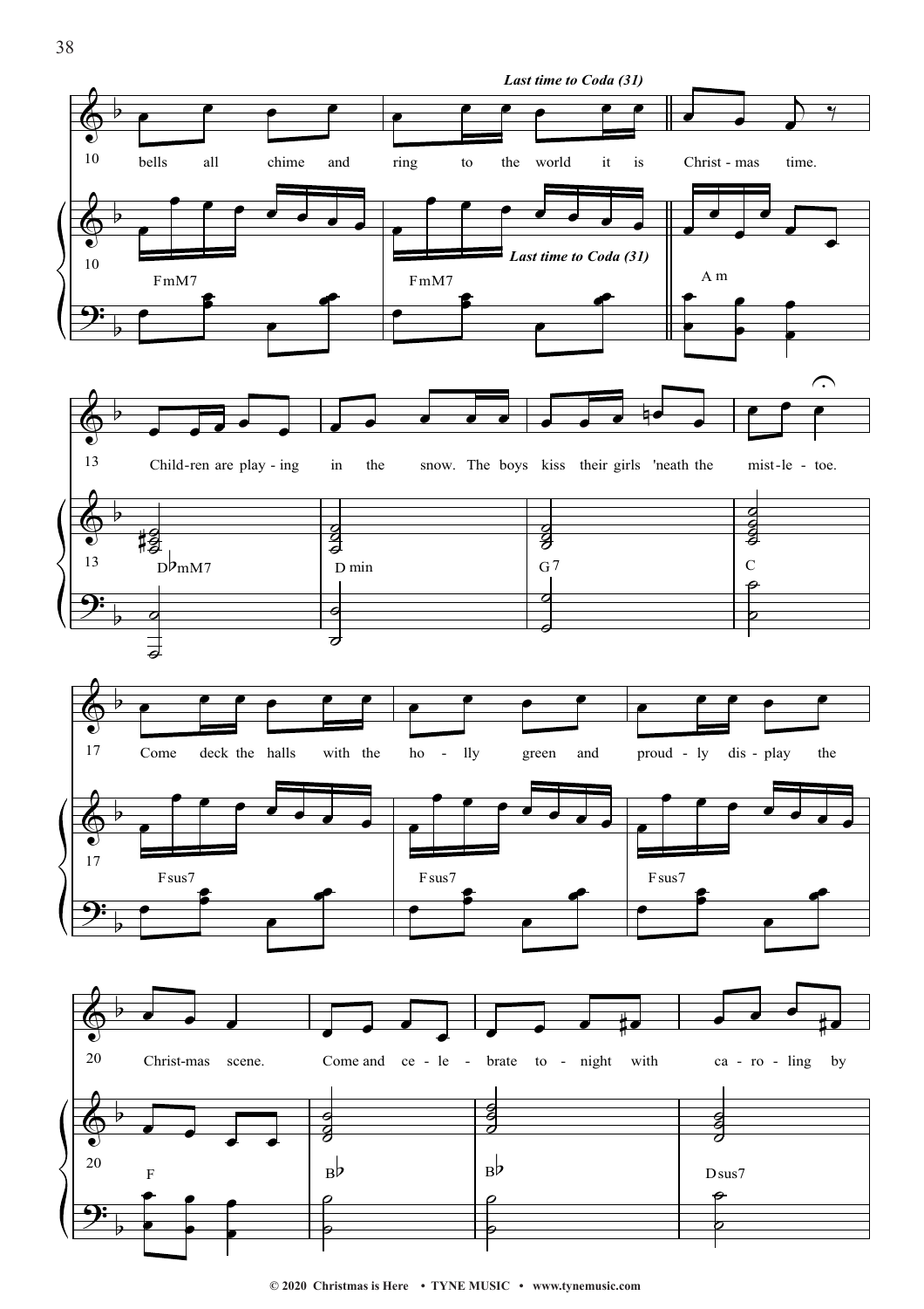*Last time to Coda (31)*

10 bells all chime and ring to the world it is Christ - mas time.

FmM7 FmM7 A m

*Last time to Coda (31)*

13 Child-ren are play - ing in the snow. The boys kiss their girls 'neath the mist-le - toe.

D♭mM7 D min G7 C

17 Come deck the halls with the ho - lly green and proud - ly dis - play the

Fsus7 Fsus7 Fsus7

20 Christ-mas scene. Come and ce - le - brate to - night with ca - ro - ling by

F B♭ B♭ Dsus7

© 2020 Christmas is Here • TYNE MUSIC • www.tynemusic.com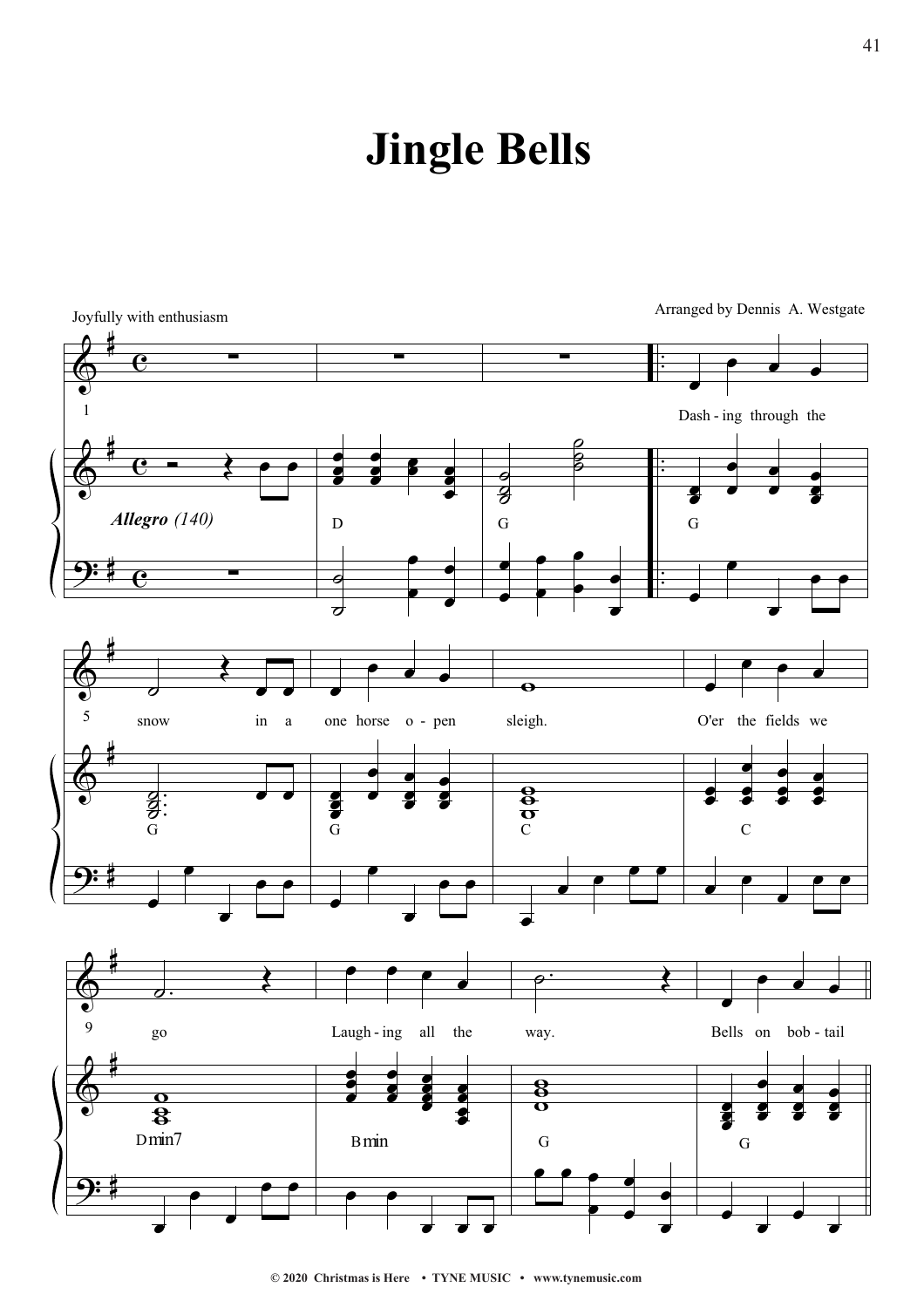# Jingle Bells

Joyfully with enthusiasm

Arranged by Dennis A. Westgate

*Allegro (140)*

D G G

Dash - ing through the snow in a one horse o - pen sleigh. O'er the fields we go Laugh - ing all the way. Bells on bob - tail

G G C C Dmin7 Bmin G G

© 2020 Christmas is Here • TYNE MUSIC • www.tynemusic.com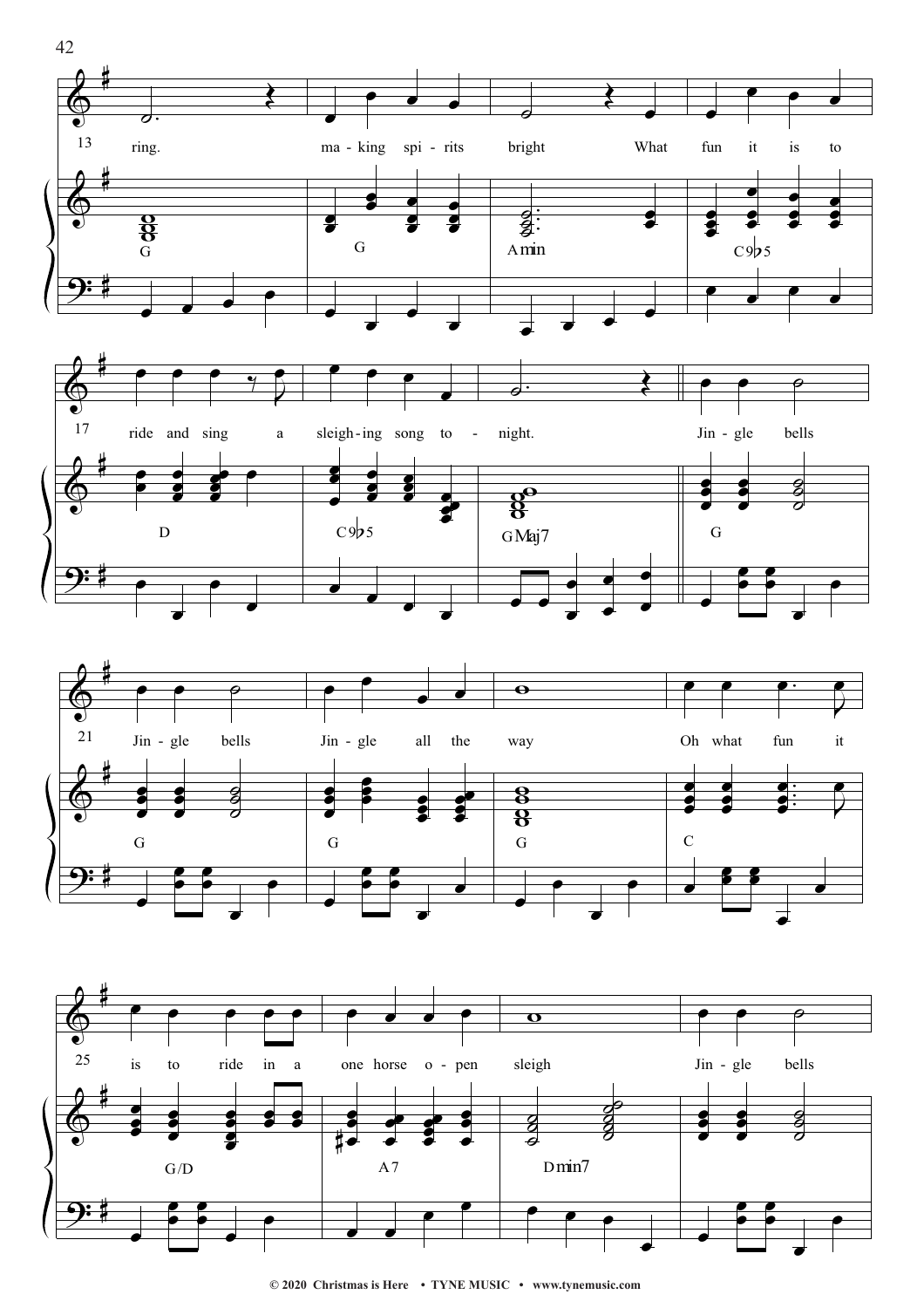ring. making spirits bright What fun it is to

ride and sing a sleigh-ing song to - night. Jin - gle bells

Jin - gle bells Jin - gle all the way Oh what fun it

is to ride in a one horse o - pen sleigh Jin - gle bells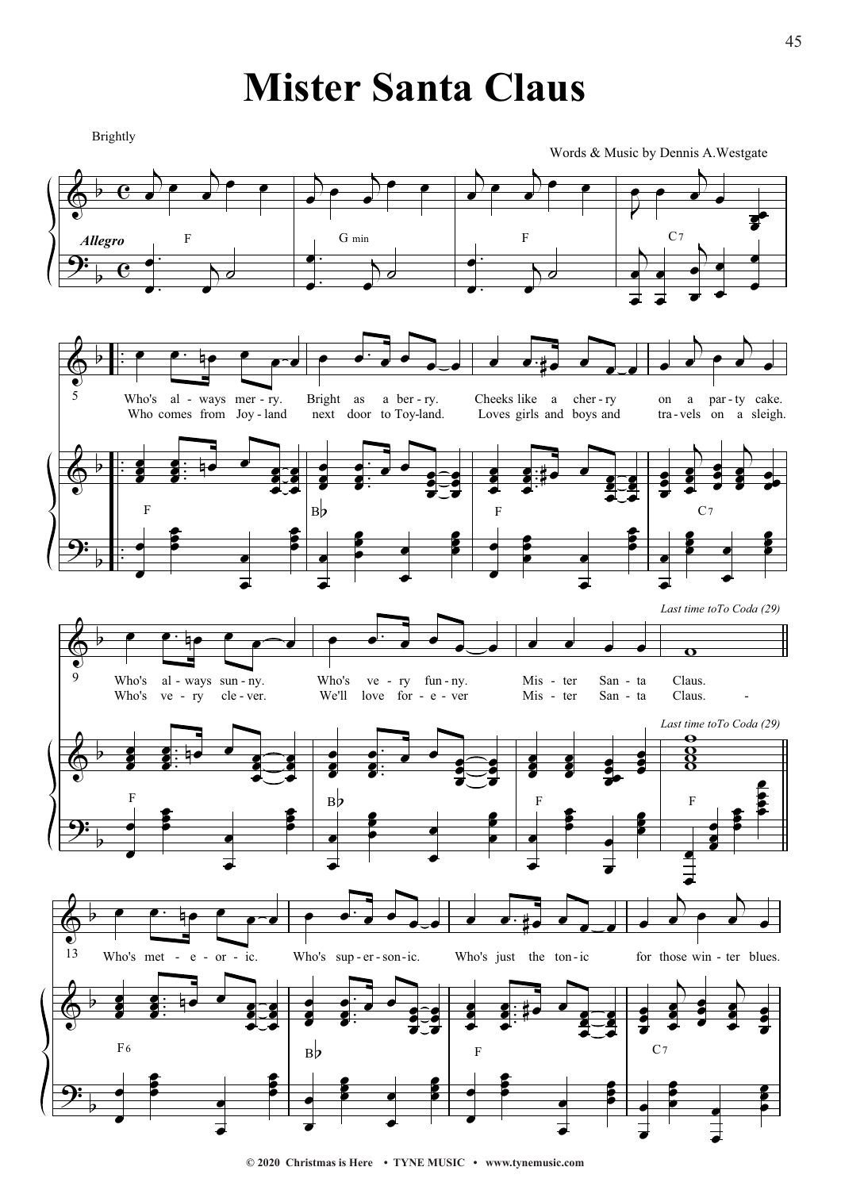# Mister Santa Claus

Brightly

Words & Music by Dennis A.Westgate

*Allegro*

F G min F C7

5

Who's al - ways mer - ry. Bright as a ber - ry. Cheeks like a cher - ry on a par - ty cake.
Who comes from Joy - land next door to Toy-land. Loves girls and boys and tra - vels on a sleigh.

F B♭ F C7

9

Who's al - ways sun - ny. Who's ve - ry fun - ny. Mis - ter San - ta Claus.
Who's ve - ry cle - ver. We'll love for - e - ver Mis - ter San - ta Claus.

*Last time toTo Coda (29)*

F B♭ F F

13

Who's met - e - or - ic. Who's sup - er - son - ic. Who's just the ton - ic for those win - ter blues.

F6 B♭ F C7

© 2020 Christmas is Here • TYNE MUSIC • www.tynemusic.com